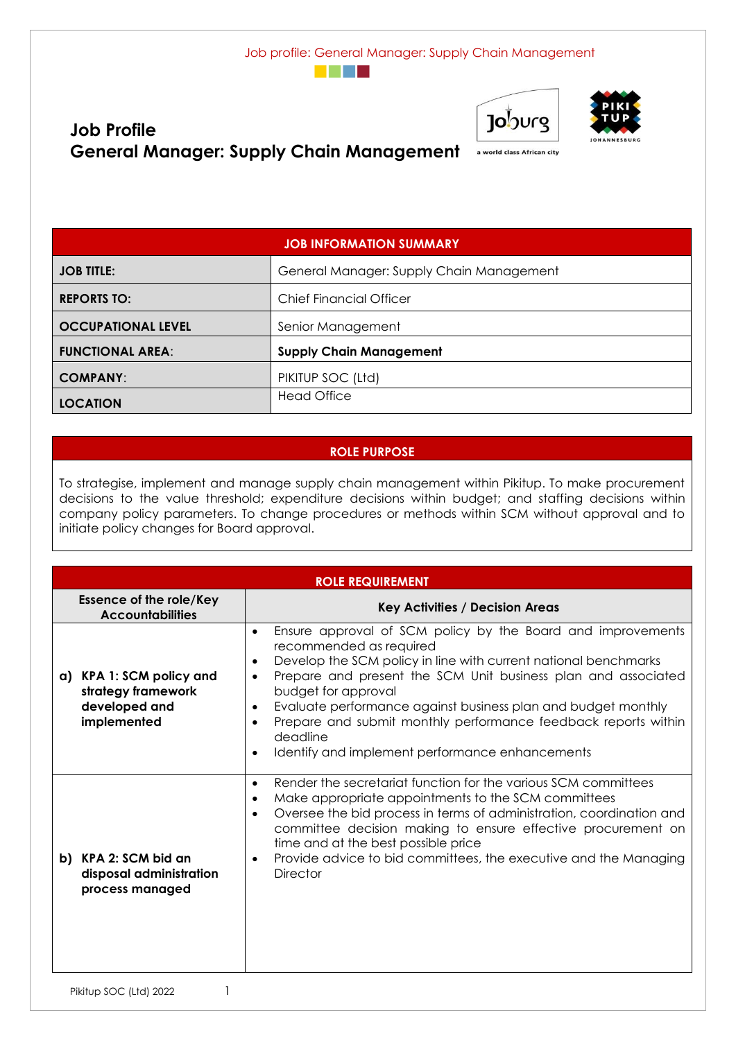# Job Profile
# General Manager: Supply Chain Management

| JOB INFORMATION SUMMARY | |
|---|---|
| **JOB TITLE:** | General Manager: Supply Chain Management |
| **REPORTS TO:** | Chief Financial Officer |
| **OCCUPATIONAL LEVEL** | Senior Management |
| **FUNCTIONAL AREA**: | **Supply Chain Management** |
| **COMPANY**: | PIKITUP SOC (Ltd) |
| **LOCATION** | Head Office |

## ROLE PURPOSE

To strategise, implement and manage supply chain management within Pikitup. To make procurement decisions to the value threshold; expenditure decisions within budget; and staffing decisions within company policy parameters. To change procedures or methods within SCM without approval and to initiate policy changes for Board approval.

## ROLE REQUIREMENT

| Essence of the role/Key Accountabilities | Key Activities / Decision Areas |
|---|---|
| **a) KPA 1: SCM policy and strategy framework developed and implemented** | • Ensure approval of SCM policy by the Board and improvements recommended as required<br>• Develop the SCM policy in line with current national benchmarks<br>• Prepare and present the SCM Unit business plan and associated budget for approval<br>• Evaluate performance against business plan and budget monthly<br>• Prepare and submit monthly performance feedback reports within deadline<br>• Identify and implement performance enhancements |
| **b) KPA 2: SCM bid an disposal administration process managed** | • Render the secretariat function for the various SCM committees<br>• Make appropriate appointments to the SCM committees<br>• Oversee the bid process in terms of administration, coordination and committee decision making to ensure effective procurement on time and at the best possible price<br>• Provide advice to bid committees, the executive and the Managing Director |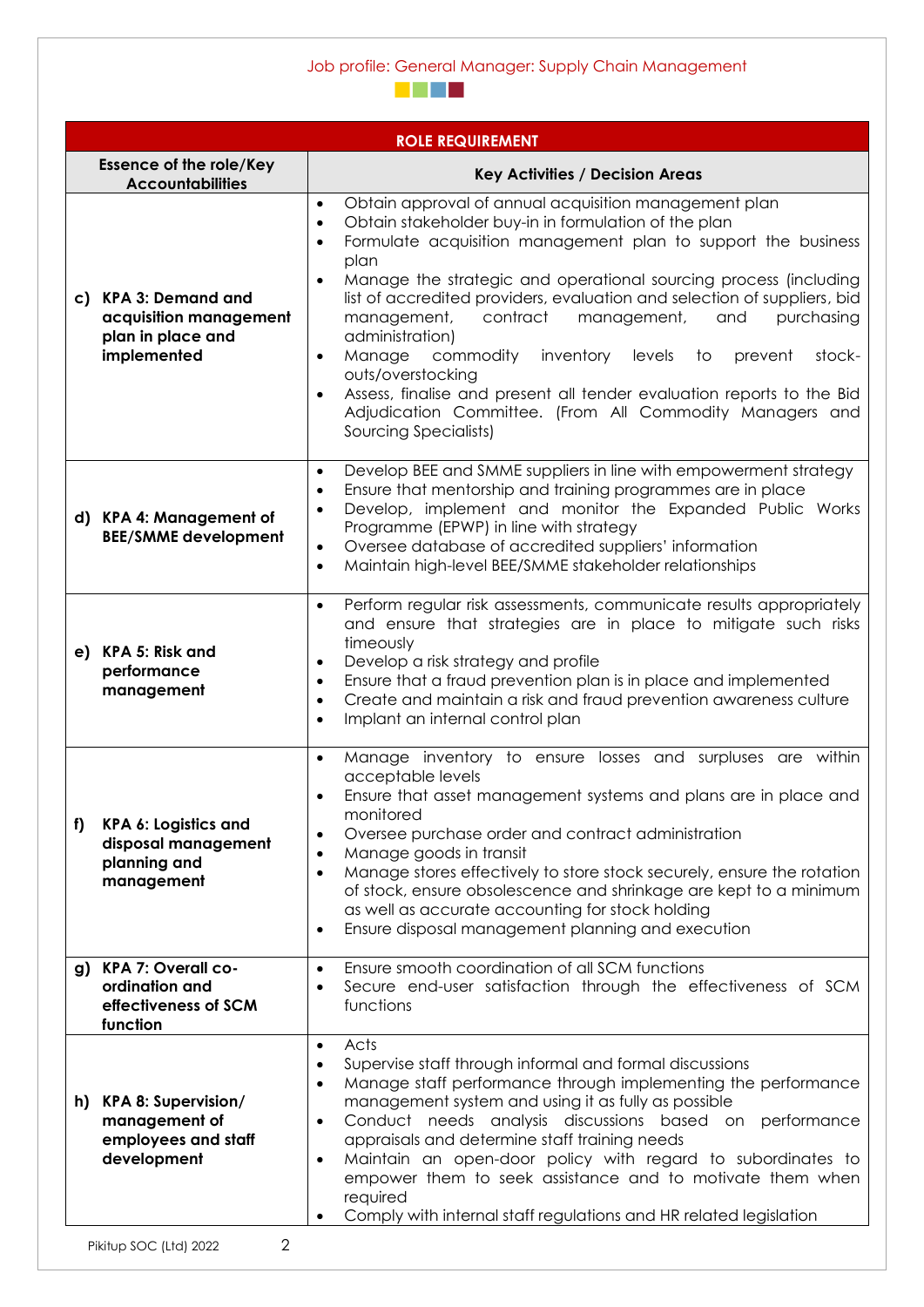| ROLE REQUIREMENT | |
|---|---|
| **Essence of the role/Key Accountabilities** | **Key Activities / Decision Areas** |
| **c) KPA 3: Demand and acquisition management plan in place and implemented** | • Obtain approval of annual acquisition management plan<br>• Obtain stakeholder buy-in in formulation of the plan<br>• Formulate acquisition management plan to support the business plan<br>• Manage the strategic and operational sourcing process (including list of accredited providers, evaluation and selection of suppliers, bid management, contract management, and purchasing administration)<br>• Manage commodity inventory levels to prevent stock-outs/overstocking<br>• Assess, finalise and present all tender evaluation reports to the Bid Adjudication Committee. (From All Commodity Managers and Sourcing Specialists) |
| **d) KPA 4: Management of BEE/SMME development** | • Develop BEE and SMME suppliers in line with empowerment strategy<br>• Ensure that mentorship and training programmes are in place<br>• Develop, implement and monitor the Expanded Public Works Programme (EPWP) in line with strategy<br>• Oversee database of accredited suppliers' information<br>• Maintain high-level BEE/SMME stakeholder relationships |
| **e) KPA 5: Risk and performance management** | • Perform regular risk assessments, communicate results appropriately and ensure that strategies are in place to mitigate such risks timeously<br>• Develop a risk strategy and profile<br>• Ensure that a fraud prevention plan is in place and implemented<br>• Create and maintain a risk and fraud prevention awareness culture<br>• Implant an internal control plan |
| **f) KPA 6: Logistics and disposal management planning and management** | • Manage inventory to ensure losses and surpluses are within acceptable levels<br>• Ensure that asset management systems and plans are in place and monitored<br>• Oversee purchase order and contract administration<br>• Manage goods in transit<br>• Manage stores effectively to store stock securely, ensure the rotation of stock, ensure obsolescence and shrinkage are kept to a minimum as well as accurate accounting for stock holding<br>• Ensure disposal management planning and execution |
| **g) KPA 7: Overall co-ordination and effectiveness of SCM function** | • Ensure smooth coordination of all SCM functions<br>• Secure end-user satisfaction through the effectiveness of SCM functions |
| **h) KPA 8: Supervision/ management of employees and staff development** | • Acts<br>• Supervise staff through informal and formal discussions<br>• Manage staff performance through implementing the performance management system and using it as fully as possible<br>• Conduct needs analysis discussions based on performance appraisals and determine staff training needs<br>• Maintain an open-door policy with regard to subordinates to empower them to seek assistance and to motivate them when required<br>• Comply with internal staff regulations and HR related legislation |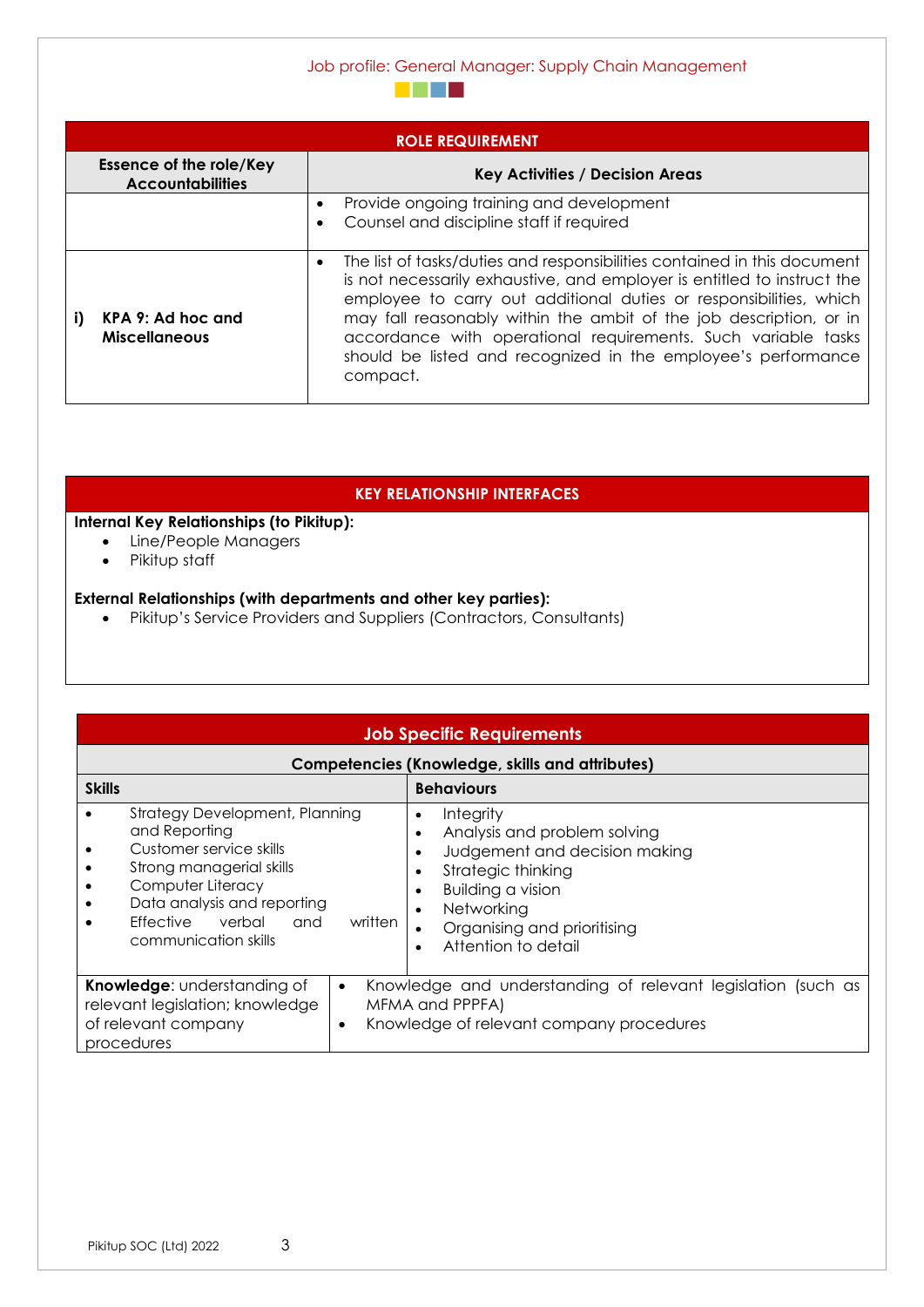| ROLE REQUIREMENT | |
|---|---|
| **Essence of the role/Key Accountabilities** | **Key Activities / Decision Areas** |
| | • Provide ongoing training and development<br>• Counsel and discipline staff if required |
| **i) KPA 9: Ad hoc and Miscellaneous** | • The list of tasks/duties and responsibilities contained in this document is not necessarily exhaustive, and employer is entitled to instruct the employee to carry out additional duties or responsibilities, which may fall reasonably within the ambit of the job description, or in accordance with operational requirements. Such variable tasks should be listed and recognized in the employee's performance compact. |

## KEY RELATIONSHIP INTERFACES

**Internal Key Relationships (to Pikitup):**

- Line/People Managers
- Pikitup staff

**External Relationships (with departments and other key parties):**

- Pikitup's Service Providers and Suppliers (Contractors, Consultants)

## Job Specific Requirements

**Competencies (Knowledge, skills and attributes)**

| **Skills** | **Behaviours** |
|---|---|
| • Strategy Development, Planning and Reporting<br>• Customer service skills<br>• Strong managerial skills<br>• Computer Literacy<br>• Data analysis and reporting<br>• Effective verbal and written communication skills | • Integrity<br>• Analysis and problem solving<br>• Judgement and decision making<br>• Strategic thinking<br>• Building a vision<br>• Networking<br>• Organising and prioritising<br>• Attention to detail |
| **Knowledge**: understanding of relevant legislation; knowledge of relevant company procedures | • Knowledge and understanding of relevant legislation (such as MFMA and PPPFA)<br>• Knowledge of relevant company procedures |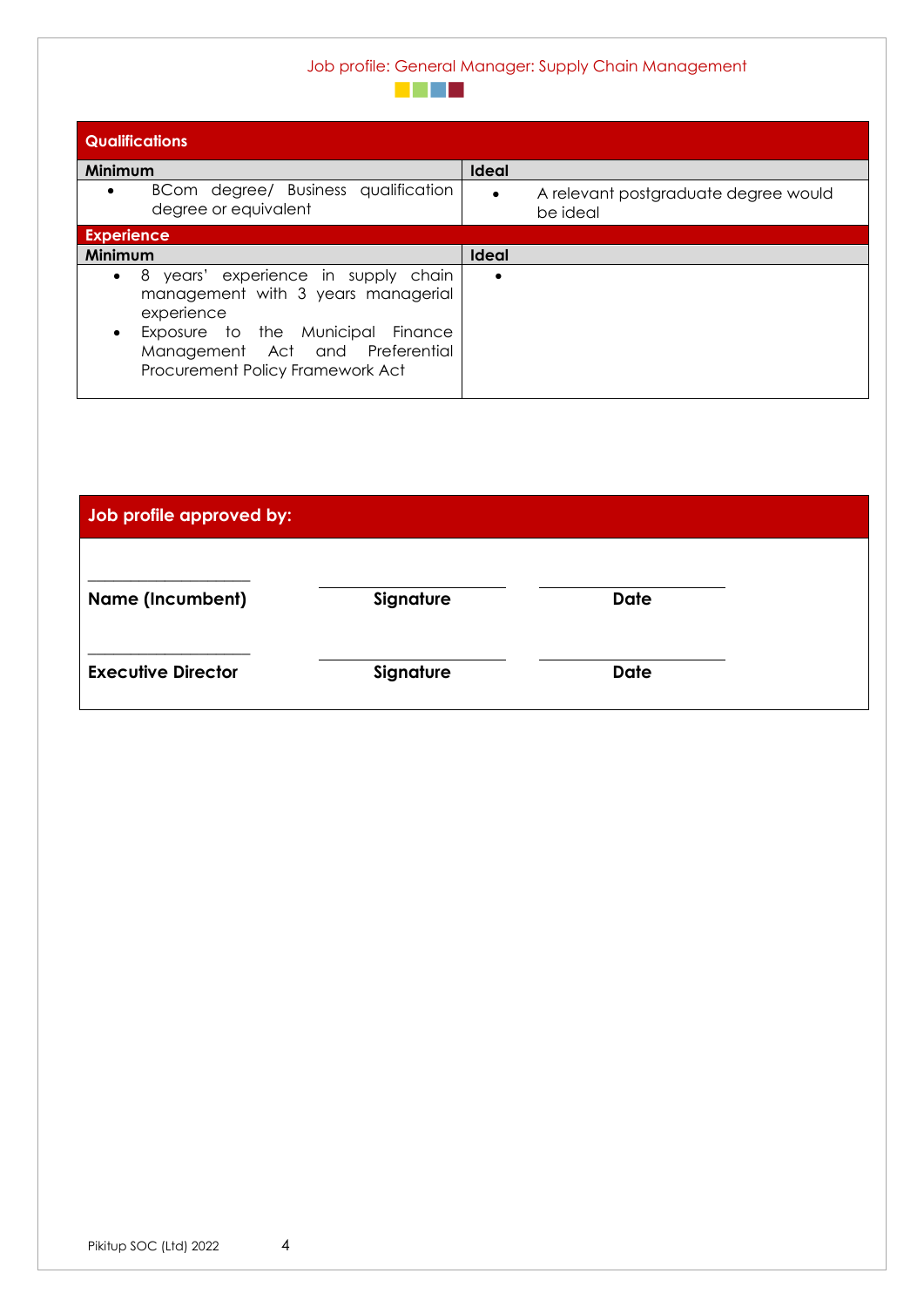| Qualifications | |
| --- | --- |
| **Minimum** | **Ideal** |
| • BCom degree/ Business qualification degree or equivalent | • A relevant postgraduate degree would be ideal |
| **Experience** | |
| **Minimum** | **Ideal** |
| • 8 years' experience in supply chain management with 3 years managerial experience<br>• Exposure to the Municipal Finance Management Act and Preferential Procurement Policy Framework Act | • |

| Job profile approved by: | | |
| --- | --- | --- |
| \_\_\_\_\_\_\_\_\_\_\_\_\_\_\_\_\_\_\_\_ | \_\_\_\_\_\_\_\_\_\_\_\_\_\_\_\_\_\_\_\_ | \_\_\_\_\_\_\_\_\_\_\_\_\_\_\_\_\_\_\_\_ |
| **Name (Incumbent)** | **Signature** | **Date** |
| \_\_\_\_\_\_\_\_\_\_\_\_\_\_\_\_\_\_\_\_ | \_\_\_\_\_\_\_\_\_\_\_\_\_\_\_\_\_\_\_\_ | \_\_\_\_\_\_\_\_\_\_\_\_\_\_\_\_\_\_\_\_ |
| **Executive Director** | **Signature** | **Date** |